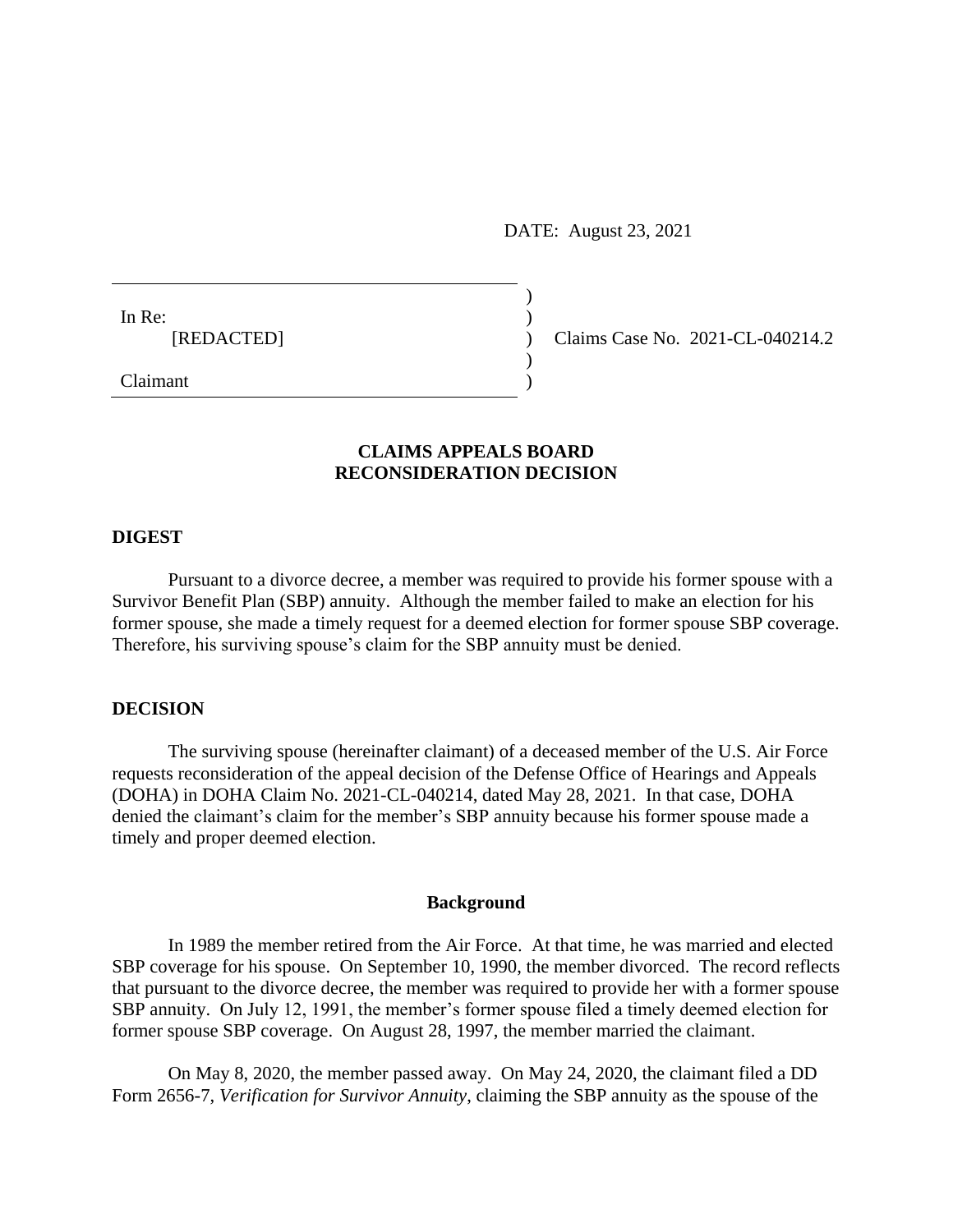DATE: August 23, 2021

In Re:
[REDACTED]

Claimant

Claims Case No. 2021-CL-040214.2

## CLAIMS APPEALS BOARD
## RECONSIDERATION DECISION

### DIGEST

Pursuant to a divorce decree, a member was required to provide his former spouse with a Survivor Benefit Plan (SBP) annuity. Although the member failed to make an election for his former spouse, she made a timely request for a deemed election for former spouse SBP coverage. Therefore, his surviving spouse's claim for the SBP annuity must be denied.

### DECISION

The surviving spouse (hereinafter claimant) of a deceased member of the U.S. Air Force requests reconsideration of the appeal decision of the Defense Office of Hearings and Appeals (DOHA) in DOHA Claim No. 2021-CL-040214, dated May 28, 2021. In that case, DOHA denied the claimant's claim for the member's SBP annuity because his former spouse made a timely and proper deemed election.

#### Background

In 1989 the member retired from the Air Force. At that time, he was married and elected SBP coverage for his spouse. On September 10, 1990, the member divorced. The record reflects that pursuant to the divorce decree, the member was required to provide her with a former spouse SBP annuity. On July 12, 1991, the member's former spouse filed a timely deemed election for former spouse SBP coverage. On August 28, 1997, the member married the claimant.

On May 8, 2020, the member passed away. On May 24, 2020, the claimant filed a DD Form 2656-7, *Verification for Survivor Annuity*, claiming the SBP annuity as the spouse of the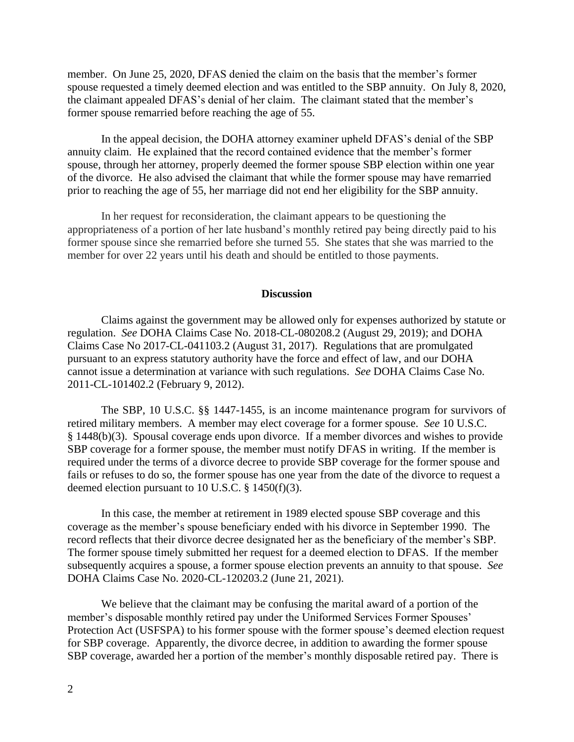member. On June 25, 2020, DFAS denied the claim on the basis that the member's former spouse requested a timely deemed election and was entitled to the SBP annuity. On July 8, 2020, the claimant appealed DFAS's denial of her claim. The claimant stated that the member's former spouse remarried before reaching the age of 55.

In the appeal decision, the DOHA attorney examiner upheld DFAS's denial of the SBP annuity claim. He explained that the record contained evidence that the member's former spouse, through her attorney, properly deemed the former spouse SBP election within one year of the divorce. He also advised the claimant that while the former spouse may have remarried prior to reaching the age of 55, her marriage did not end her eligibility for the SBP annuity.

In her request for reconsideration, the claimant appears to be questioning the appropriateness of a portion of her late husband's monthly retired pay being directly paid to his former spouse since she remarried before she turned 55. She states that she was married to the member for over 22 years until his death and should be entitled to those payments.

## Discussion

Claims against the government may be allowed only for expenses authorized by statute or regulation. *See* DOHA Claims Case No. 2018-CL-080208.2 (August 29, 2019); and DOHA Claims Case No 2017-CL-041103.2 (August 31, 2017). Regulations that are promulgated pursuant to an express statutory authority have the force and effect of law, and our DOHA cannot issue a determination at variance with such regulations. *See* DOHA Claims Case No. 2011-CL-101402.2 (February 9, 2012).

The SBP, 10 U.S.C. §§ 1447-1455, is an income maintenance program for survivors of retired military members. A member may elect coverage for a former spouse. *See* 10 U.S.C. § 1448(b)(3). Spousal coverage ends upon divorce. If a member divorces and wishes to provide SBP coverage for a former spouse, the member must notify DFAS in writing. If the member is required under the terms of a divorce decree to provide SBP coverage for the former spouse and fails or refuses to do so, the former spouse has one year from the date of the divorce to request a deemed election pursuant to 10 U.S.C. § 1450(f)(3).

In this case, the member at retirement in 1989 elected spouse SBP coverage and this coverage as the member's spouse beneficiary ended with his divorce in September 1990. The record reflects that their divorce decree designated her as the beneficiary of the member's SBP. The former spouse timely submitted her request for a deemed election to DFAS. If the member subsequently acquires a spouse, a former spouse election prevents an annuity to that spouse. *See* DOHA Claims Case No. 2020-CL-120203.2 (June 21, 2021).

We believe that the claimant may be confusing the marital award of a portion of the member's disposable monthly retired pay under the Uniformed Services Former Spouses' Protection Act (USFSPA) to his former spouse with the former spouse's deemed election request for SBP coverage. Apparently, the divorce decree, in addition to awarding the former spouse SBP coverage, awarded her a portion of the member's monthly disposable retired pay. There is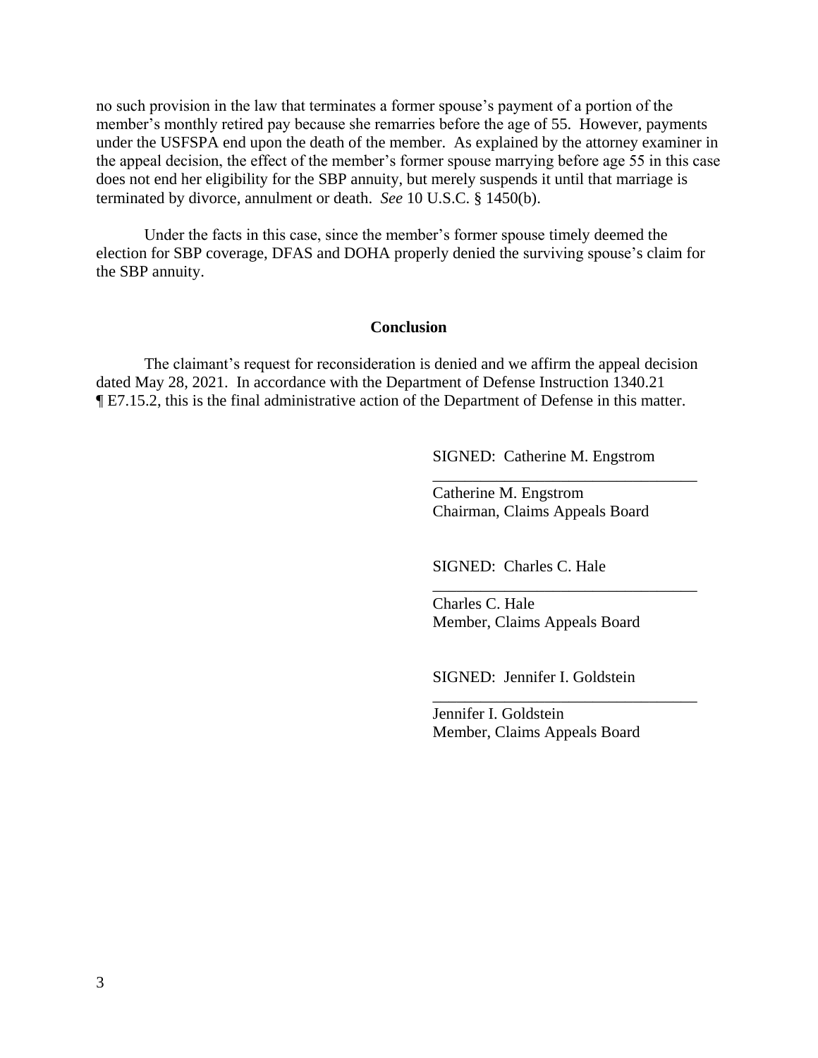no such provision in the law that terminates a former spouse's payment of a portion of the member's monthly retired pay because she remarries before the age of 55. However, payments under the USFSPA end upon the death of the member. As explained by the attorney examiner in the appeal decision, the effect of the member's former spouse marrying before age 55 in this case does not end her eligibility for the SBP annuity, but merely suspends it until that marriage is terminated by divorce, annulment or death. *See* 10 U.S.C. § 1450(b).

Under the facts in this case, since the member's former spouse timely deemed the election for SBP coverage, DFAS and DOHA properly denied the surviving spouse's claim for the SBP annuity.

## Conclusion

The claimant's request for reconsideration is denied and we affirm the appeal decision dated May 28, 2021. In accordance with the Department of Defense Instruction 1340.21 ¶ E7.15.2, this is the final administrative action of the Department of Defense in this matter.

SIGNED: Catherine M. Engstrom

\_\_\_\_\_\_\_\_\_\_\_\_\_\_\_\_\_\_\_\_\_\_\_\_\_\_\_\_\_\_\_\_\_
Catherine M. Engstrom
Chairman, Claims Appeals Board

SIGNED: Charles C. Hale

\_\_\_\_\_\_\_\_\_\_\_\_\_\_\_\_\_\_\_\_\_\_\_\_\_\_\_\_\_\_\_\_\_
Charles C. Hale
Member, Claims Appeals Board

SIGNED: Jennifer I. Goldstein

\_\_\_\_\_\_\_\_\_\_\_\_\_\_\_\_\_\_\_\_\_\_\_\_\_\_\_\_\_\_\_\_\_
Jennifer I. Goldstein
Member, Claims Appeals Board